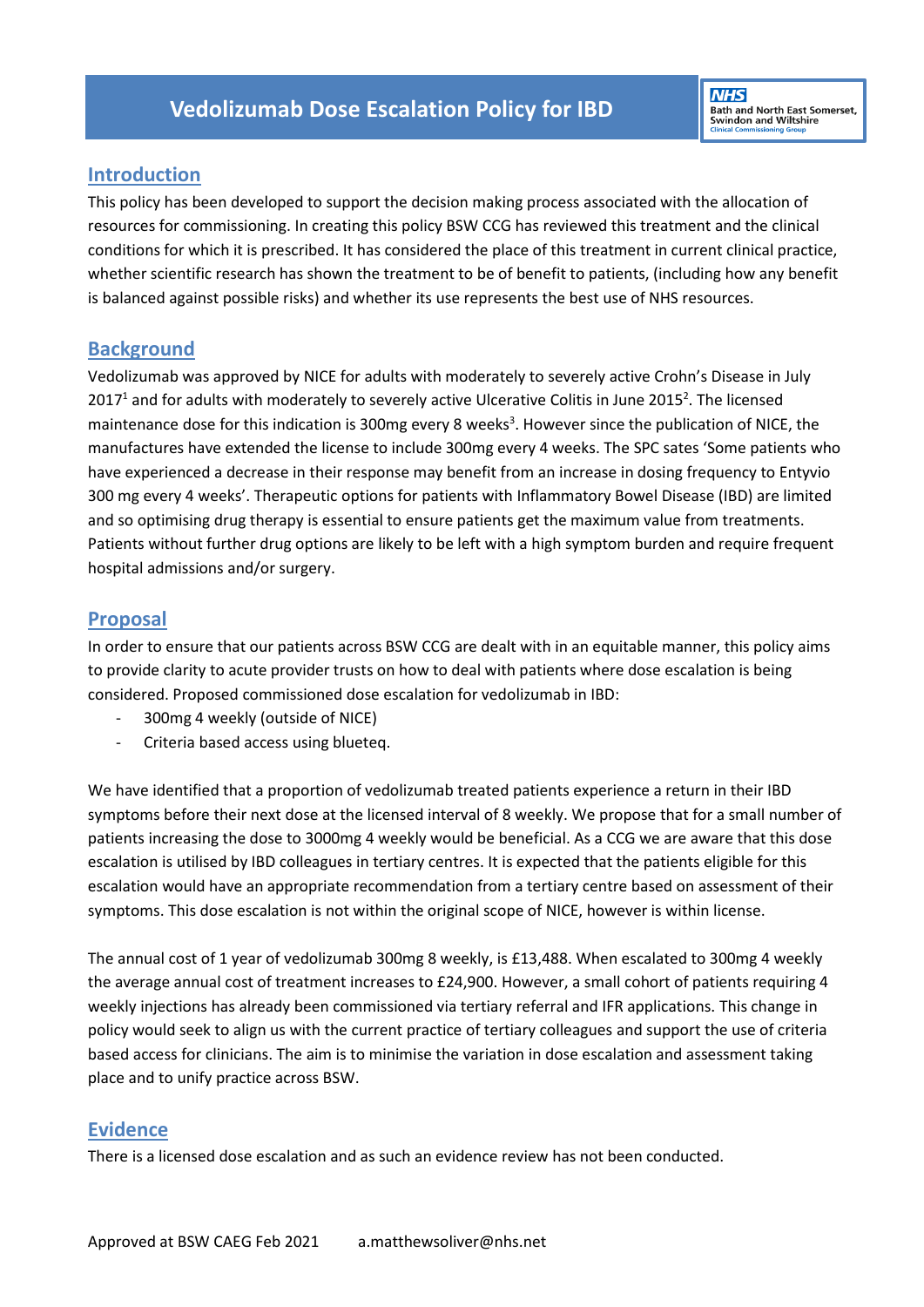# Vedolizumab Dose Escalation Policy for IBD

## Introduction

This policy has been developed to support the decision making process associated with the allocation of resources for commissioning. In creating this policy BSW CCG has reviewed this treatment and the clinical conditions for which it is prescribed. It has considered the place of this treatment in current clinical practice, whether scientific research has shown the treatment to be of benefit to patients, (including how any benefit is balanced against possible risks) and whether its use represents the best use of NHS resources.

## Background

Vedolizumab was approved by NICE for adults with moderately to severely active Crohn's Disease in July 2017[1] and for adults with moderately to severely active Ulcerative Colitis in June 2015[2]. The licensed maintenance dose for this indication is 300mg every 8 weeks[3]. However since the publication of NICE, the manufactures have extended the license to include 300mg every 4 weeks. The SPC sates 'Some patients who have experienced a decrease in their response may benefit from an increase in dosing frequency to Entyvio 300 mg every 4 weeks'. Therapeutic options for patients with Inflammatory Bowel Disease (IBD) are limited and so optimising drug therapy is essential to ensure patients get the maximum value from treatments. Patients without further drug options are likely to be left with a high symptom burden and require frequent hospital admissions and/or surgery.

## Proposal

In order to ensure that our patients across BSW CCG are dealt with in an equitable manner, this policy aims to provide clarity to acute provider trusts on how to deal with patients where dose escalation is being considered. Proposed commissioned dose escalation for vedolizumab in IBD:

- 300mg 4 weekly (outside of NICE)
- Criteria based access using blueteq.

We have identified that a proportion of vedolizumab treated patients experience a return in their IBD symptoms before their next dose at the licensed interval of 8 weekly. We propose that for a small number of patients increasing the dose to 3000mg 4 weekly would be beneficial. As a CCG we are aware that this dose escalation is utilised by IBD colleagues in tertiary centres. It is expected that the patients eligible for this escalation would have an appropriate recommendation from a tertiary centre based on assessment of their symptoms. This dose escalation is not within the original scope of NICE, however is within license.

The annual cost of 1 year of vedolizumab 300mg 8 weekly, is £13,488. When escalated to 300mg 4 weekly the average annual cost of treatment increases to £24,900. However, a small cohort of patients requiring 4 weekly injections has already been commissioned via tertiary referral and IFR applications. This change in policy would seek to align us with the current practice of tertiary colleagues and support the use of criteria based access for clinicians. The aim is to minimise the variation in dose escalation and assessment taking place and to unify practice across BSW.

## Evidence

There is a licensed dose escalation and as such an evidence review has not been conducted.

Approved at BSW CAEG Feb 2021 a.matthewsoliver@nhs.net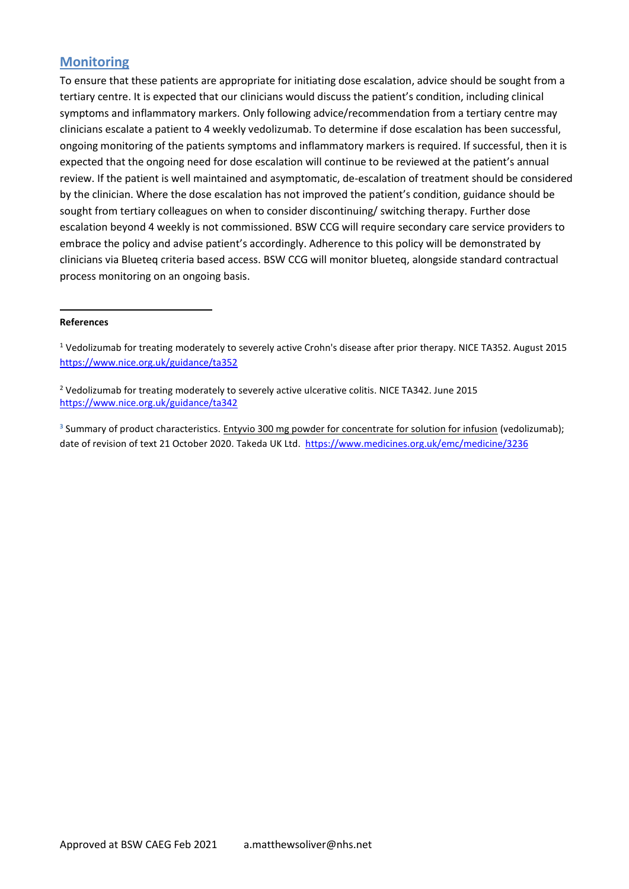## Monitoring

To ensure that these patients are appropriate for initiating dose escalation, advice should be sought from a tertiary centre. It is expected that our clinicians would discuss the patient's condition, including clinical symptoms and inflammatory markers. Only following advice/recommendation from a tertiary centre may clinicians escalate a patient to 4 weekly vedolizumab. To determine if dose escalation has been successful, ongoing monitoring of the patients symptoms and inflammatory markers is required. If successful, then it is expected that the ongoing need for dose escalation will continue to be reviewed at the patient's annual review. If the patient is well maintained and asymptomatic, de-escalation of treatment should be considered by the clinician. Where the dose escalation has not improved the patient's condition, guidance should be sought from tertiary colleagues on when to consider discontinuing/ switching therapy. Further dose escalation beyond 4 weekly is not commissioned. BSW CCG will require secondary care service providers to embrace the policy and advise patient's accordingly. Adherence to this policy will be demonstrated by clinicians via Blueteq criteria based access. BSW CCG will monitor blueteq, alongside standard contractual process monitoring on an ongoing basis.

---

**References**

[1] Vedolizumab for treating moderately to severely active Crohn's disease after prior therapy. NICE TA352. August 2015 https://www.nice.org.uk/guidance/ta352

[2] Vedolizumab for treating moderately to severely active ulcerative colitis. NICE TA342. June 2015 https://www.nice.org.uk/guidance/ta342

[3] Summary of product characteristics. Entyvio 300 mg powder for concentrate for solution for infusion (vedolizumab); date of revision of text 21 October 2020. Takeda UK Ltd. https://www.medicines.org.uk/emc/medicine/3236

Approved at BSW CAEG Feb 2021 a.matthewsoliver@nhs.net